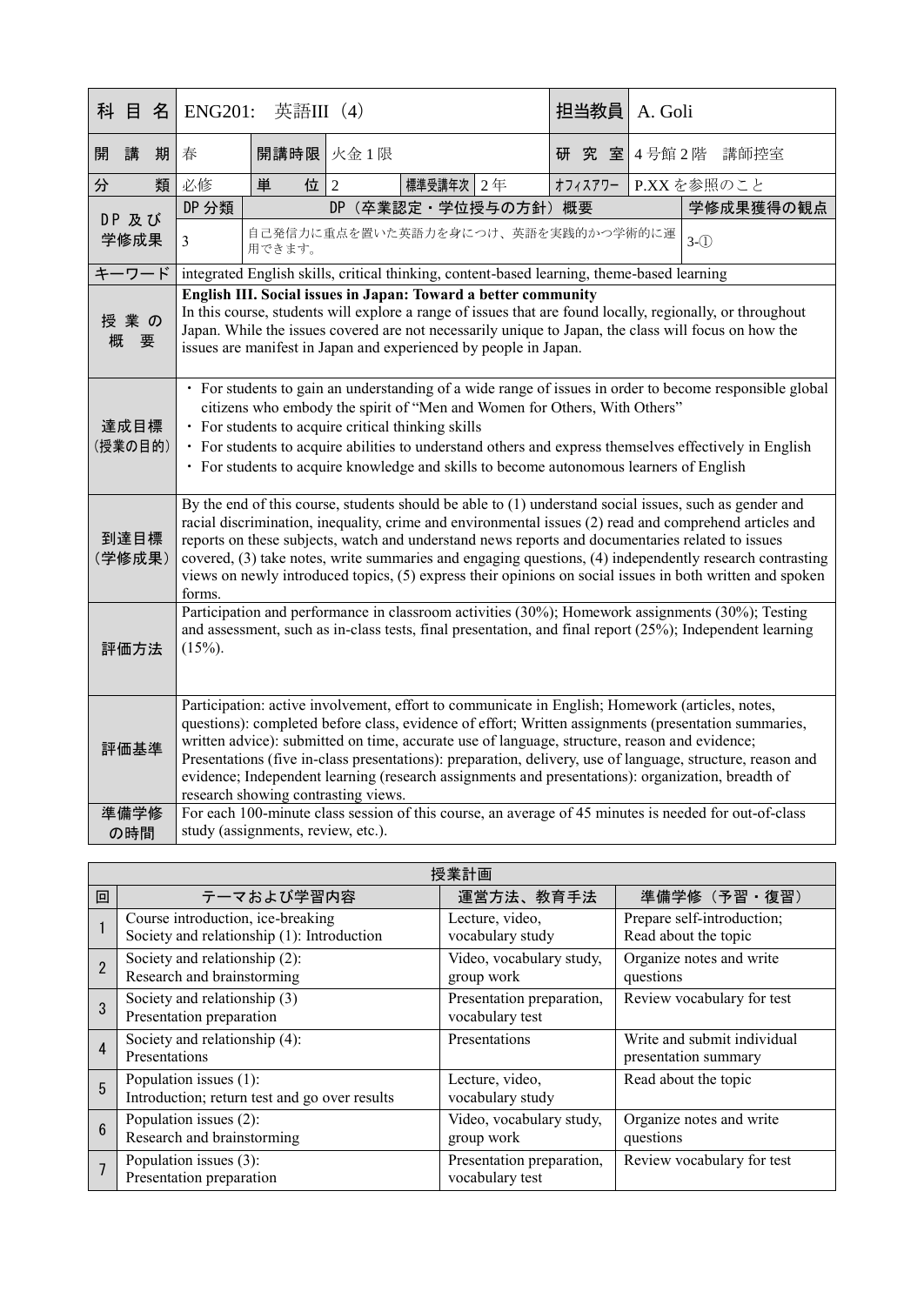| 科目名 | ENG201: 英語III (4) | | | | | 担当教員 | A. Goli | |
|---|---|---|---|---|---|---|---|---|
| 開講期 | 春 | 開講時限 | 火金1限 | | | 研究室 | 4号館2階 講師控室 | |
| 分類 | 必修 | 単位 | 2 | 標準受講年次 | 2年 | ｵﾌｨｽｱﾜｰ | P.XX を参照のこと | |
| DP及び学修成果 | DP分類 | DP（卒業認定・学位授与の方針）概要 | | | | | | 学修成果獲得の観点 |
| | 3 | 自己発信力に重点を置いた英語力を身につけ、英語を実践的かつ学術的に運用できます。 | | | | | | 3-① |
| キーワード | integrated English skills, critical thinking, content-based learning, theme-based learning | | | | | | | |
| 授業の概要 | **English III. Social issues in Japan: Toward a better community**<br>In this course, students will explore a range of issues that are found locally, regionally, or throughout Japan. While the issues covered are not necessarily unique to Japan, the class will focus on how the issues are manifest in Japan and experienced by people in Japan. | | | | | | | |
| 達成目標（授業の目的） | ・For students to gain an understanding of a wide range of issues in order to become responsible global citizens who embody the spirit of "Men and Women for Others, With Others"<br>・For students to acquire critical thinking skills<br>・For students to acquire abilities to understand others and express themselves effectively in English<br>・For students to acquire knowledge and skills to become autonomous learners of English | | | | | | | |
| 到達目標（学修成果） | By the end of this course, students should be able to (1) understand social issues, such as gender and racial discrimination, inequality, crime and environmental issues (2) read and comprehend articles and reports on these subjects, watch and understand news reports and documentaries related to issues covered, (3) take notes, write summaries and engaging questions, (4) independently research contrasting views on newly introduced topics, (5) express their opinions on social issues in both written and spoken forms. | | | | | | | |
| 評価方法 | Participation and performance in classroom activities (30%); Homework assignments (30%); Testing and assessment, such as in-class tests, final presentation, and final report (25%); Independent learning (15%). | | | | | | | |
| 評価基準 | Participation: active involvement, effort to communicate in English; Homework (articles, notes, questions): completed before class, evidence of effort; Written assignments (presentation summaries, written advice): submitted on time, accurate use of language, structure, reason and evidence; Presentations (five in-class presentations): preparation, delivery, use of language, structure, reason and evidence; Independent learning (research assignments and presentations): organization, breadth of research showing contrasting views. | | | | | | | |
| 準備学修の時間 | For each 100-minute class session of this course, an average of 45 minutes is needed for out-of-class study (assignments, review, etc.). | | | | | | | |

**授業計画**

| 回 | テーマおよび学習内容 | 運営方法、教育手法 | 準備学修（予習・復習） |
|---|---|---|---|
| 1 | Course introduction, ice-breaking<br>Society and relationship (1): Introduction | Lecture, video, vocabulary study | Prepare self-introduction; Read about the topic |
| 2 | Society and relationship (2):<br>Research and brainstorming | Video, vocabulary study, group work | Organize notes and write questions |
| 3 | Society and relationship (3)<br>Presentation preparation | Presentation preparation, vocabulary test | Review vocabulary for test |
| 4 | Society and relationship (4):<br>Presentations | Presentations | Write and submit individual presentation summary |
| 5 | Population issues (1):<br>Introduction; return test and go over results | Lecture, video, vocabulary study | Read about the topic |
| 6 | Population issues (2):<br>Research and brainstorming | Video, vocabulary study, group work | Organize notes and write questions |
| 7 | Population issues (3):<br>Presentation preparation | Presentation preparation, vocabulary test | Review vocabulary for test |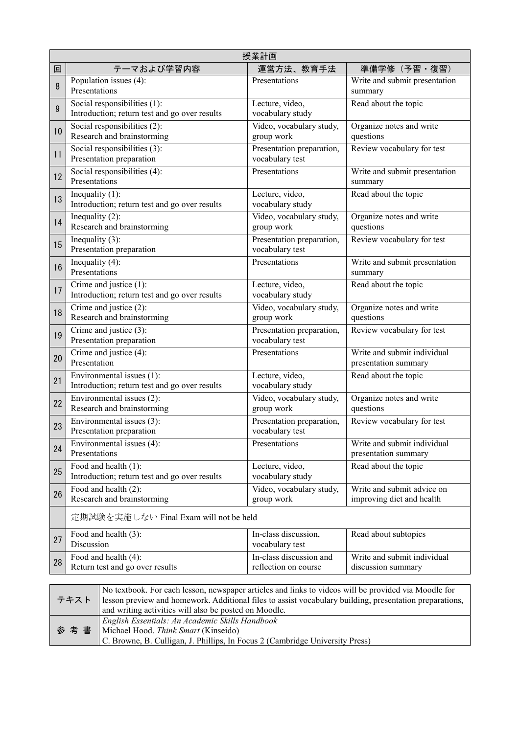| 授業計画 | | | |
|---|---|---|---|
| 回 | テーマおよび学習内容 | 運営方法、教育手法 | 準備学修（予習・復習） |
| 8 | Population issues (4):<br>Presentations | Presentations | Write and submit presentation summary |
| 9 | Social responsibilities (1):<br>Introduction; return test and go over results | Lecture, video, vocabulary study | Read about the topic |
| 10 | Social responsibilities (2):<br>Research and brainstorming | Video, vocabulary study, group work | Organize notes and write questions |
| 11 | Social responsibilities (3):<br>Presentation preparation | Presentation preparation, vocabulary test | Review vocabulary for test |
| 12 | Social responsibilities (4):<br>Presentations | Presentations | Write and submit presentation summary |
| 13 | Inequality (1):<br>Introduction; return test and go over results | Lecture, video, vocabulary study | Read about the topic |
| 14 | Inequality (2):<br>Research and brainstorming | Video, vocabulary study, group work | Organize notes and write questions |
| 15 | Inequality (3):<br>Presentation preparation | Presentation preparation, vocabulary test | Review vocabulary for test |
| 16 | Inequality (4):<br>Presentations | Presentations | Write and submit presentation summary |
| 17 | Crime and justice (1):<br>Introduction; return test and go over results | Lecture, video, vocabulary study | Read about the topic |
| 18 | Crime and justice (2):<br>Research and brainstorming | Video, vocabulary study, group work | Organize notes and write questions |
| 19 | Crime and justice (3):<br>Presentation preparation | Presentation preparation, vocabulary test | Review vocabulary for test |
| 20 | Crime and justice (4):<br>Presentation | Presentations | Write and submit individual presentation summary |
| 21 | Environmental issues (1):<br>Introduction; return test and go over results | Lecture, video, vocabulary study | Read about the topic |
| 22 | Environmental issues (2):<br>Research and brainstorming | Video, vocabulary study, group work | Organize notes and write questions |
| 23 | Environmental issues (3):<br>Presentation preparation | Presentation preparation, vocabulary test | Review vocabulary for test |
| 24 | Environmental issues (4):<br>Presentations | Presentations | Write and submit individual presentation summary |
| 25 | Food and health (1):<br>Introduction; return test and go over results | Lecture, video, vocabulary study | Read about the topic |
| 26 | Food and health (2):<br>Research and brainstorming | Video, vocabulary study, group work | Write and submit advice on improving diet and health |
| | 定期試験を実施しない Final Exam will not be held | | |
| 27 | Food and health (3):<br>Discussion | In-class discussion, vocabulary test | Read about subtopics |
| 28 | Food and health (4):<br>Return test and go over results | In-class discussion and reflection on course | Write and submit individual discussion summary |

| | |
|---|---|
| テキスト | No textbook. For each lesson, newspaper articles and links to videos will be provided via Moodle for lesson preview and homework. Additional files to assist vocabulary building, presentation preparations, and writing activities will also be posted on Moodle. |
| 参考書 | *English Essentials: An Academic Skills Handbook*<br>Michael Hood. *Think Smart* (Kinseido)<br>C. Browne, B. Culligan, J. Phillips, In Focus 2 (Cambridge University Press) |